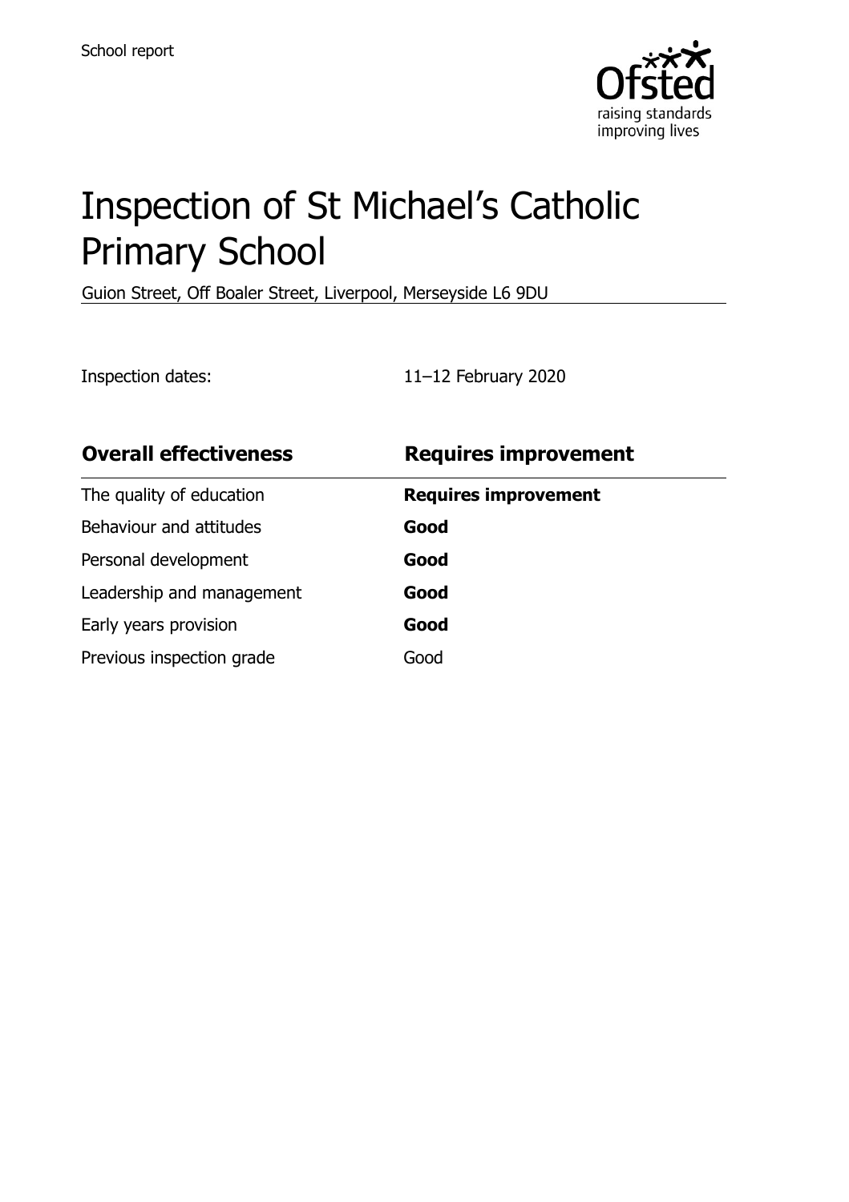School report

# Inspection of St Michael's Catholic Primary School

Guion Street, Off Boaler Street, Liverpool, Merseyside L6 9DU

Inspection dates: 11–12 February 2020

| **Overall effectiveness** | **Requires improvement** |
| --- | --- |
| The quality of education | **Requires improvement** |
| Behaviour and attitudes | **Good** |
| Personal development | **Good** |
| Leadership and management | **Good** |
| Early years provision | **Good** |
| Previous inspection grade | Good |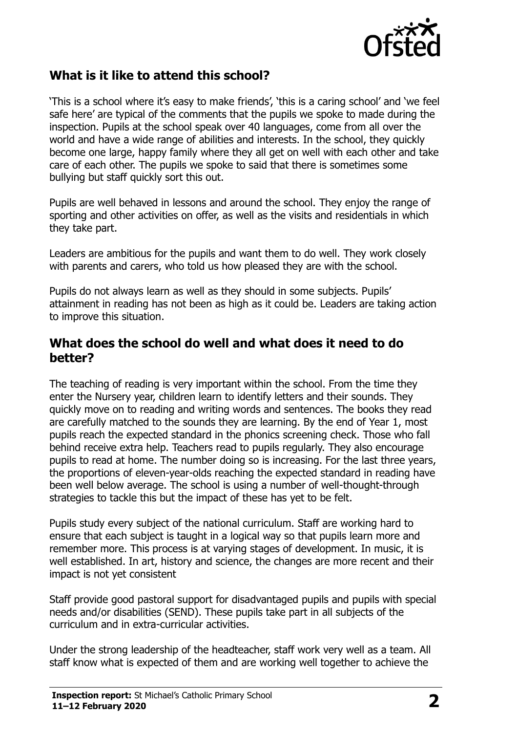## What is it like to attend this school?

'This is a school where it's easy to make friends', 'this is a caring school' and 'we feel safe here' are typical of the comments that the pupils we spoke to made during the inspection. Pupils at the school speak over 40 languages, come from all over the world and have a wide range of abilities and interests. In the school, they quickly become one large, happy family where they all get on well with each other and take care of each other. The pupils we spoke to said that there is sometimes some bullying but staff quickly sort this out.

Pupils are well behaved in lessons and around the school. They enjoy the range of sporting and other activities on offer, as well as the visits and residentials in which they take part.

Leaders are ambitious for the pupils and want them to do well. They work closely with parents and carers, who told us how pleased they are with the school.

Pupils do not always learn as well as they should in some subjects. Pupils' attainment in reading has not been as high as it could be. Leaders are taking action to improve this situation.

## What does the school do well and what does it need to do better?

The teaching of reading is very important within the school. From the time they enter the Nursery year, children learn to identify letters and their sounds. They quickly move on to reading and writing words and sentences. The books they read are carefully matched to the sounds they are learning. By the end of Year 1, most pupils reach the expected standard in the phonics screening check. Those who fall behind receive extra help. Teachers read to pupils regularly. They also encourage pupils to read at home. The number doing so is increasing. For the last three years, the proportions of eleven-year-olds reaching the expected standard in reading have been well below average. The school is using a number of well-thought-through strategies to tackle this but the impact of these has yet to be felt.

Pupils study every subject of the national curriculum. Staff are working hard to ensure that each subject is taught in a logical way so that pupils learn more and remember more. This process is at varying stages of development. In music, it is well established. In art, history and science, the changes are more recent and their impact is not yet consistent

Staff provide good pastoral support for disadvantaged pupils and pupils with special needs and/or disabilities (SEND). These pupils take part in all subjects of the curriculum and in extra-curricular activities.

Under the strong leadership of the headteacher, staff work very well as a team. All staff know what is expected of them and are working well together to achieve the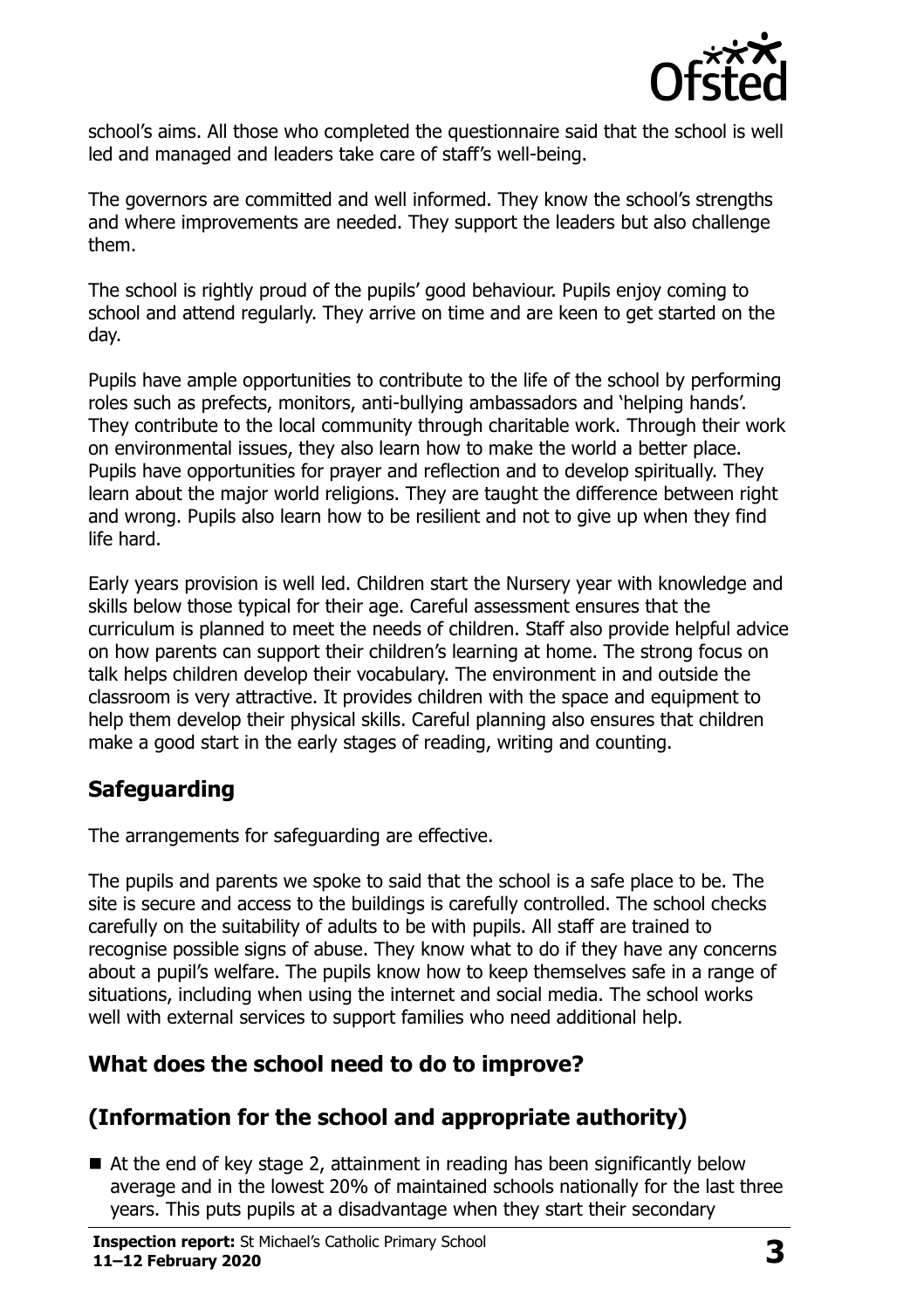school's aims. All those who completed the questionnaire said that the school is well led and managed and leaders take care of staff's well-being.

The governors are committed and well informed. They know the school's strengths and where improvements are needed. They support the leaders but also challenge them.

The school is rightly proud of the pupils' good behaviour. Pupils enjoy coming to school and attend regularly. They arrive on time and are keen to get started on the day.

Pupils have ample opportunities to contribute to the life of the school by performing roles such as prefects, monitors, anti-bullying ambassadors and 'helping hands'. They contribute to the local community through charitable work. Through their work on environmental issues, they also learn how to make the world a better place. Pupils have opportunities for prayer and reflection and to develop spiritually. They learn about the major world religions. They are taught the difference between right and wrong. Pupils also learn how to be resilient and not to give up when they find life hard.

Early years provision is well led. Children start the Nursery year with knowledge and skills below those typical for their age. Careful assessment ensures that the curriculum is planned to meet the needs of children. Staff also provide helpful advice on how parents can support their children's learning at home. The strong focus on talk helps children develop their vocabulary. The environment in and outside the classroom is very attractive. It provides children with the space and equipment to help them develop their physical skills. Careful planning also ensures that children make a good start in the early stages of reading, writing and counting.

## Safeguarding

The arrangements for safeguarding are effective.

The pupils and parents we spoke to said that the school is a safe place to be. The site is secure and access to the buildings is carefully controlled. The school checks carefully on the suitability of adults to be with pupils. All staff are trained to recognise possible signs of abuse. They know what to do if they have any concerns about a pupil's welfare. The pupils know how to keep themselves safe in a range of situations, including when using the internet and social media. The school works well with external services to support families who need additional help.

## What does the school need to do to improve?

## (Information for the school and appropriate authority)

- At the end of key stage 2, attainment in reading has been significantly below average and in the lowest 20% of maintained schools nationally for the last three years. This puts pupils at a disadvantage when they start their secondary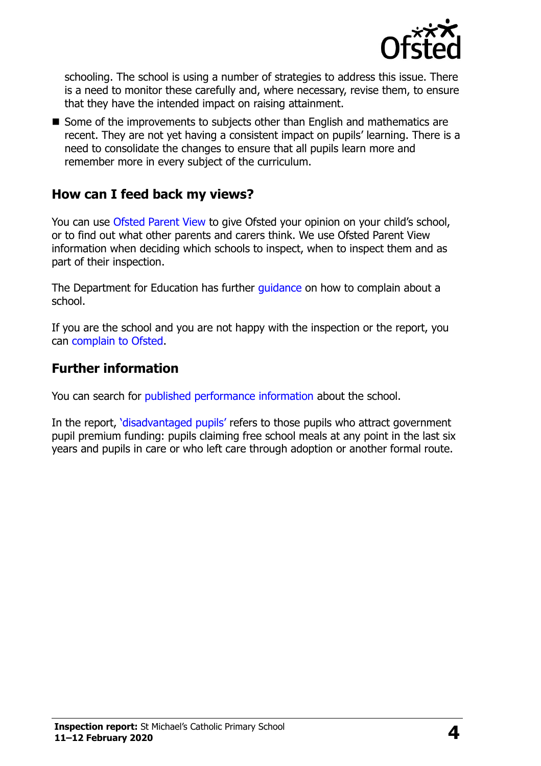schooling. The school is using a number of strategies to address this issue. There is a need to monitor these carefully and, where necessary, revise them, to ensure that they have the intended impact on raising attainment.

- Some of the improvements to subjects other than English and mathematics are recent. They are not yet having a consistent impact on pupils' learning. There is a need to consolidate the changes to ensure that all pupils learn more and remember more in every subject of the curriculum.

## How can I feed back my views?

You can use Ofsted Parent View to give Ofsted your opinion on your child's school, or to find out what other parents and carers think. We use Ofsted Parent View information when deciding which schools to inspect, when to inspect them and as part of their inspection.

The Department for Education has further guidance on how to complain about a school.

If you are the school and you are not happy with the inspection or the report, you can complain to Ofsted.

## Further information

You can search for published performance information about the school.

In the report, 'disadvantaged pupils' refers to those pupils who attract government pupil premium funding: pupils claiming free school meals at any point in the last six years and pupils in care or who left care through adoption or another formal route.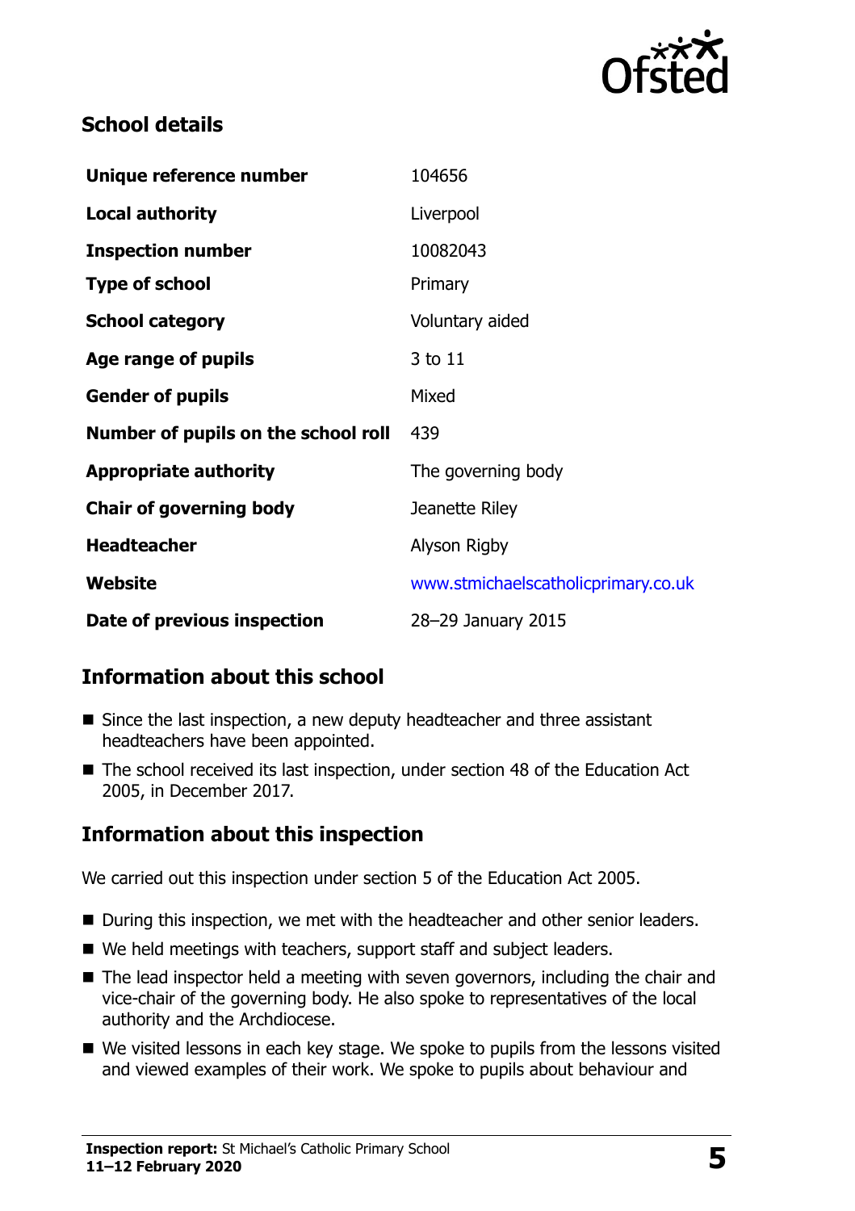## School details

| | |
|---|---|
| **Unique reference number** | 104656 |
| **Local authority** | Liverpool |
| **Inspection number** | 10082043 |
| **Type of school** | Primary |
| **School category** | Voluntary aided |
| **Age range of pupils** | 3 to 11 |
| **Gender of pupils** | Mixed |
| **Number of pupils on the school roll** | 439 |
| **Appropriate authority** | The governing body |
| **Chair of governing body** | Jeanette Riley |
| **Headteacher** | Alyson Rigby |
| **Website** | www.stmichaelscatholicprimary.co.uk |
| **Date of previous inspection** | 28–29 January 2015 |

## Information about this school

- Since the last inspection, a new deputy headteacher and three assistant headteachers have been appointed.
- The school received its last inspection, under section 48 of the Education Act 2005, in December 2017.

## Information about this inspection

We carried out this inspection under section 5 of the Education Act 2005.

- During this inspection, we met with the headteacher and other senior leaders.
- We held meetings with teachers, support staff and subject leaders.
- The lead inspector held a meeting with seven governors, including the chair and vice-chair of the governing body. He also spoke to representatives of the local authority and the Archdiocese.
- We visited lessons in each key stage. We spoke to pupils from the lessons visited and viewed examples of their work. We spoke to pupils about behaviour and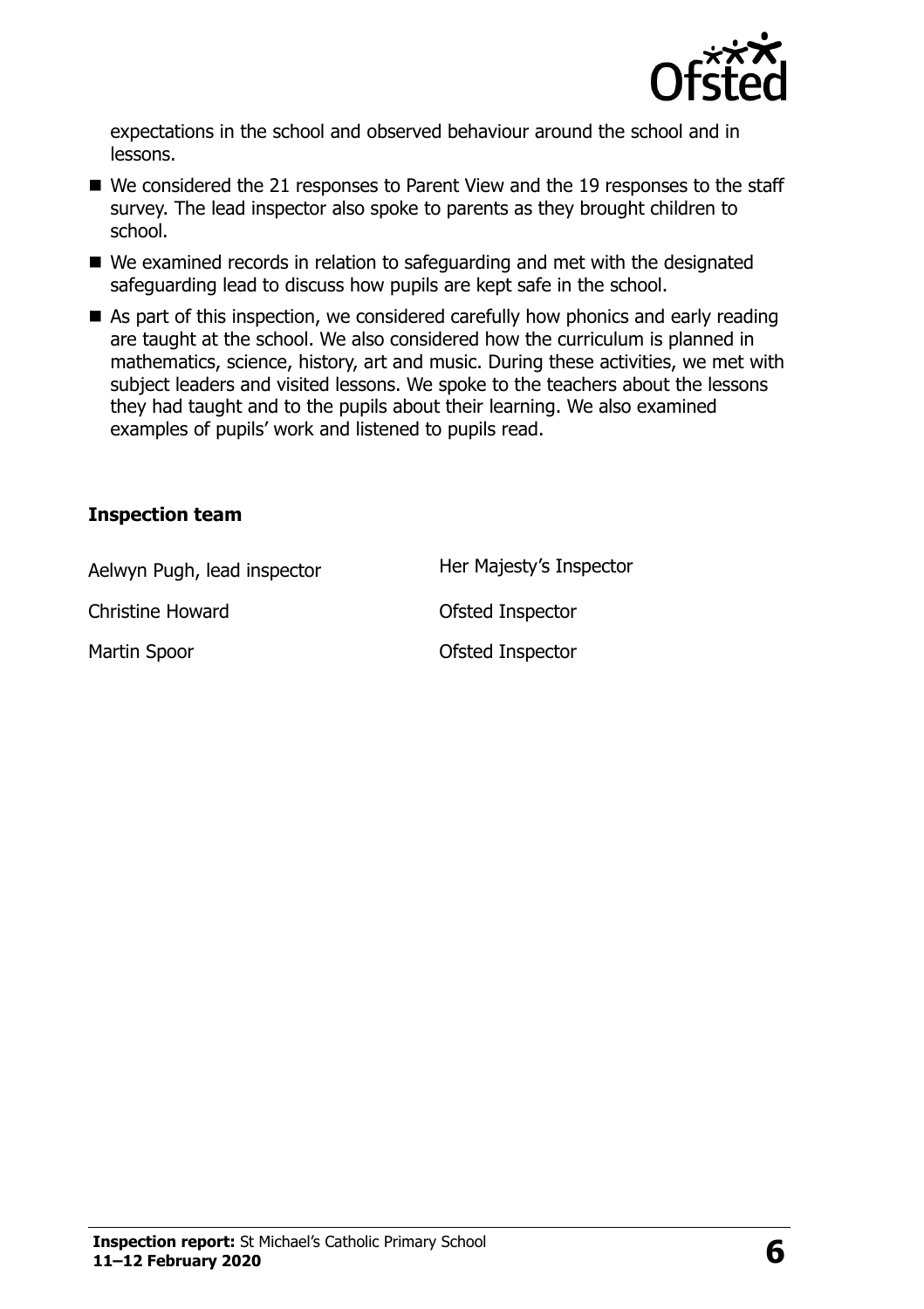expectations in the school and observed behaviour around the school and in lessons.

- We considered the 21 responses to Parent View and the 19 responses to the staff survey. The lead inspector also spoke to parents as they brought children to school.
- We examined records in relation to safeguarding and met with the designated safeguarding lead to discuss how pupils are kept safe in the school.
- As part of this inspection, we considered carefully how phonics and early reading are taught at the school. We also considered how the curriculum is planned in mathematics, science, history, art and music. During these activities, we met with subject leaders and visited lessons. We spoke to the teachers about the lessons they had taught and to the pupils about their learning. We also examined examples of pupils' work and listened to pupils read.

### Inspection team

| | |
|---|---|
| Aelwyn Pugh, lead inspector | Her Majesty's Inspector |
| Christine Howard | Ofsted Inspector |
| Martin Spoor | Ofsted Inspector |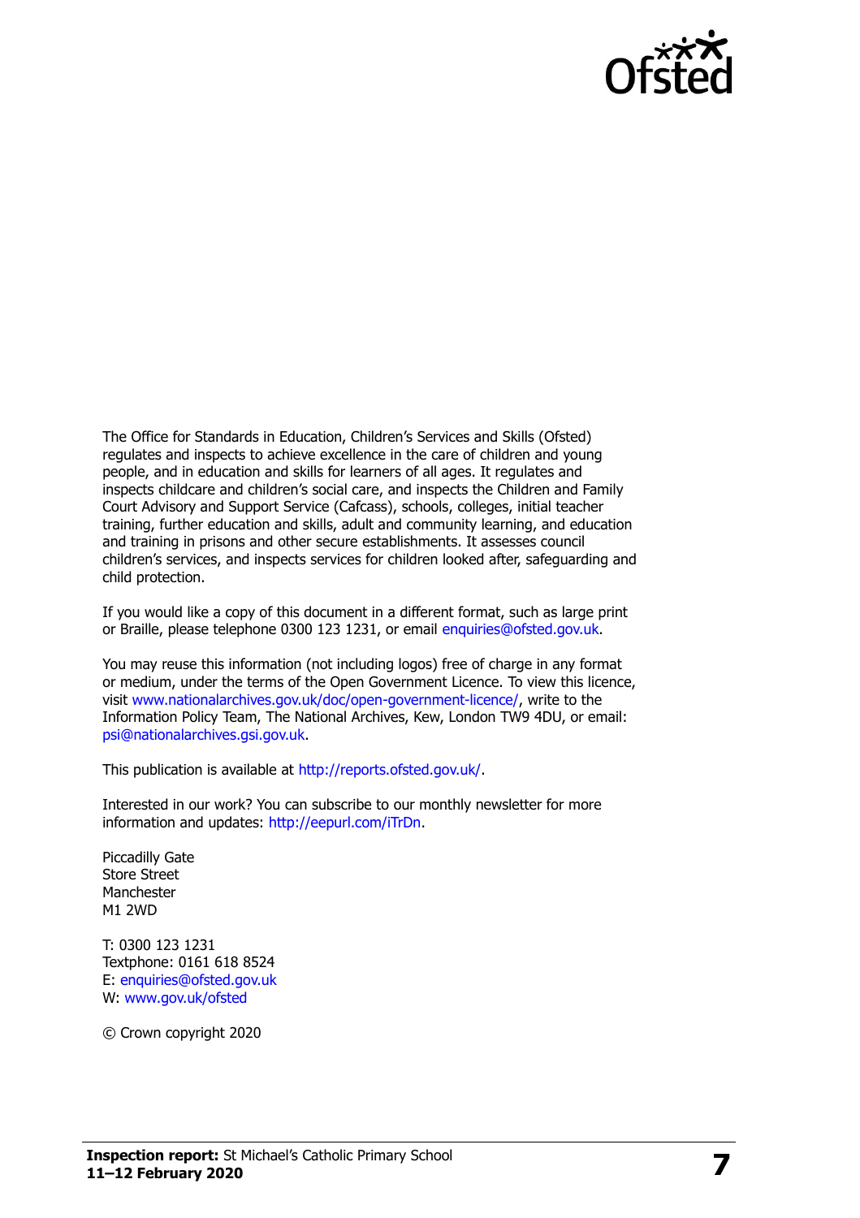The Office for Standards in Education, Children's Services and Skills (Ofsted) regulates and inspects to achieve excellence in the care of children and young people, and in education and skills for learners of all ages. It regulates and inspects childcare and children's social care, and inspects the Children and Family Court Advisory and Support Service (Cafcass), schools, colleges, initial teacher training, further education and skills, adult and community learning, and education and training in prisons and other secure establishments. It assesses council children's services, and inspects services for children looked after, safeguarding and child protection.

If you would like a copy of this document in a different format, such as large print or Braille, please telephone 0300 123 1231, or email enquiries@ofsted.gov.uk.

You may reuse this information (not including logos) free of charge in any format or medium, under the terms of the Open Government Licence. To view this licence, visit www.nationalarchives.gov.uk/doc/open-government-licence/, write to the Information Policy Team, The National Archives, Kew, London TW9 4DU, or email: psi@nationalarchives.gsi.gov.uk.

This publication is available at http://reports.ofsted.gov.uk/.

Interested in our work? You can subscribe to our monthly newsletter for more information and updates: http://eepurl.com/iTrDn.

Piccadilly Gate
Store Street
Manchester
M1 2WD

T: 0300 123 1231
Textphone: 0161 618 8524
E: enquiries@ofsted.gov.uk
W: www.gov.uk/ofsted

© Crown copyright 2020